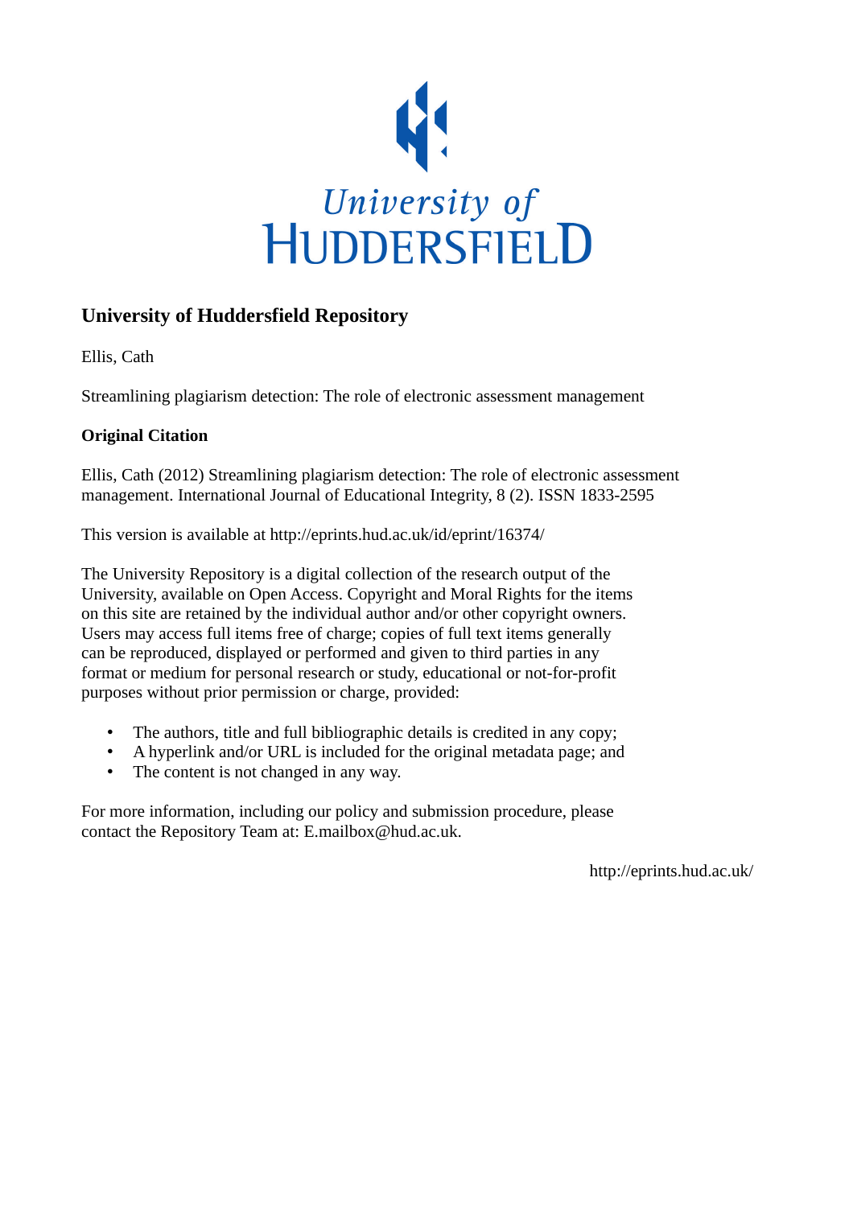University of
HUDDERSFIELD

## University of Huddersfield Repository

Ellis, Cath

Streamlining plagiarism detection: The role of electronic assessment management

**Original Citation**

Ellis, Cath (2012) Streamlining plagiarism detection: The role of electronic assessment management. International Journal of Educational Integrity, 8 (2). ISSN 1833-2595

This version is available at http://eprints.hud.ac.uk/id/eprint/16374/

The University Repository is a digital collection of the research output of the University, available on Open Access. Copyright and Moral Rights for the items on this site are retained by the individual author and/or other copyright owners. Users may access full items free of charge; copies of full text items generally can be reproduced, displayed or performed and given to third parties in any format or medium for personal research or study, educational or not-for-profit purposes without prior permission or charge, provided:

- The authors, title and full bibliographic details is credited in any copy;
- A hyperlink and/or URL is included for the original metadata page; and
- The content is not changed in any way.

For more information, including our policy and submission procedure, please contact the Repository Team at: E.mailbox@hud.ac.uk.

http://eprints.hud.ac.uk/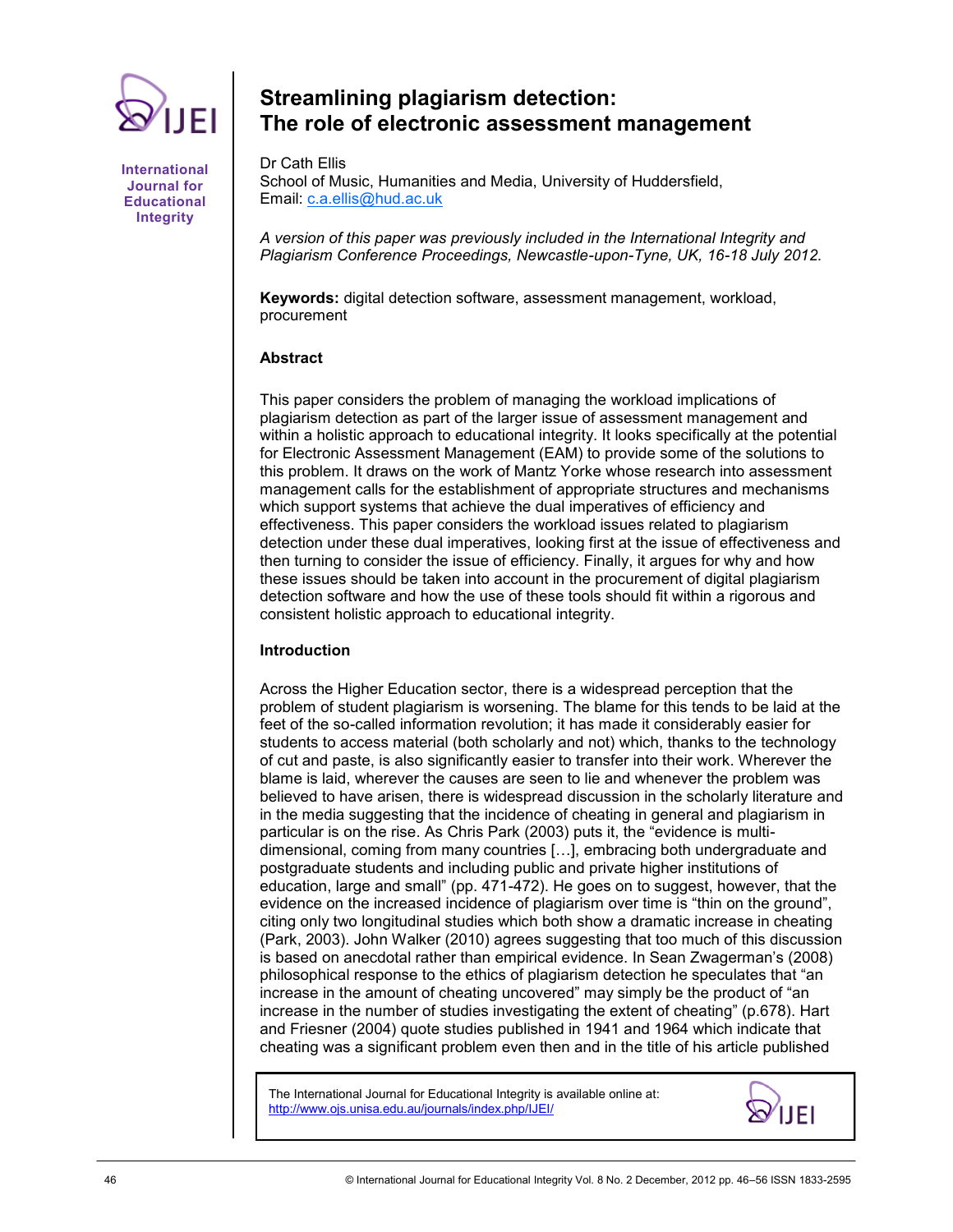# Streamlining plagiarism detection: The role of electronic assessment management

Dr Cath Ellis
School of Music, Humanities and Media, University of Huddersfield,
Email: c.a.ellis@hud.ac.uk

*A version of this paper was previously included in the International Integrity and Plagiarism Conference Proceedings, Newcastle-upon-Tyne, UK, 16-18 July 2012.*

**Keywords:** digital detection software, assessment management, workload, procurement

## Abstract

This paper considers the problem of managing the workload implications of plagiarism detection as part of the larger issue of assessment management and within a holistic approach to educational integrity. It looks specifically at the potential for Electronic Assessment Management (EAM) to provide some of the solutions to this problem. It draws on the work of Mantz Yorke whose research into assessment management calls for the establishment of appropriate structures and mechanisms which support systems that achieve the dual imperatives of efficiency and effectiveness. This paper considers the workload issues related to plagiarism detection under these dual imperatives, looking first at the issue of effectiveness and then turning to consider the issue of efficiency. Finally, it argues for why and how these issues should be taken into account in the procurement of digital plagiarism detection software and how the use of these tools should fit within a rigorous and consistent holistic approach to educational integrity.

## Introduction

Across the Higher Education sector, there is a widespread perception that the problem of student plagiarism is worsening. The blame for this tends to be laid at the feet of the so-called information revolution; it has made it considerably easier for students to access material (both scholarly and not) which, thanks to the technology of cut and paste, is also significantly easier to transfer into their work. Wherever the blame is laid, wherever the causes are seen to lie and whenever the problem was believed to have arisen, there is widespread discussion in the scholarly literature and in the media suggesting that the incidence of cheating in general and plagiarism in particular is on the rise. As Chris Park (2003) puts it, the "evidence is multi-dimensional, coming from many countries […], embracing both undergraduate and postgraduate students and including public and private higher institutions of education, large and small" (pp. 471-472). He goes on to suggest, however, that the evidence on the increased incidence of plagiarism over time is "thin on the ground", citing only two longitudinal studies which both show a dramatic increase in cheating (Park, 2003). John Walker (2010) agrees suggesting that too much of this discussion is based on anecdotal rather than empirical evidence. In Sean Zwagerman's (2008) philosophical response to the ethics of plagiarism detection he speculates that "an increase in the amount of cheating uncovered" may simply be the product of "an increase in the number of studies investigating the extent of cheating" (p.678). Hart and Friesner (2004) quote studies published in 1941 and 1964 which indicate that cheating was a significant problem even then and in the title of his article published

The International Journal for Educational Integrity is available online at:
http://www.ojs.unisa.edu.au/journals/index.php/IJEI/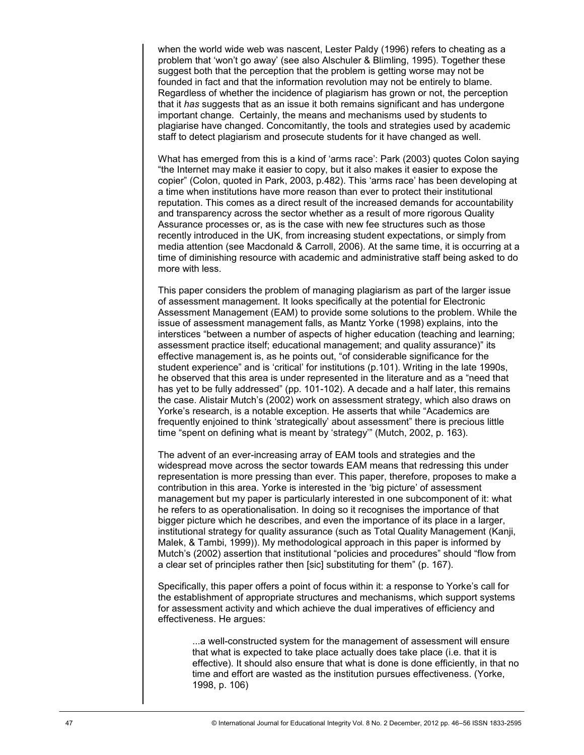when the world wide web was nascent, Lester Paldy (1996) refers to cheating as a problem that 'won't go away' (see also Alschuler & Blimling, 1995). Together these suggest both that the perception that the problem is getting worse may not be founded in fact and that the information revolution may not be entirely to blame. Regardless of whether the incidence of plagiarism has grown or not, the perception that it *has* suggests that as an issue it both remains significant and has undergone important change. Certainly, the means and mechanisms used by students to plagiarise have changed. Concomitantly, the tools and strategies used by academic staff to detect plagiarism and prosecute students for it have changed as well.

What has emerged from this is a kind of 'arms race': Park (2003) quotes Colon saying "the Internet may make it easier to copy, but it also makes it easier to expose the copier" (Colon, quoted in Park, 2003, p.482). This 'arms race' has been developing at a time when institutions have more reason than ever to protect their institutional reputation. This comes as a direct result of the increased demands for accountability and transparency across the sector whether as a result of more rigorous Quality Assurance processes or, as is the case with new fee structures such as those recently introduced in the UK, from increasing student expectations, or simply from media attention (see Macdonald & Carroll, 2006). At the same time, it is occurring at a time of diminishing resource with academic and administrative staff being asked to do more with less.

This paper considers the problem of managing plagiarism as part of the larger issue of assessment management. It looks specifically at the potential for Electronic Assessment Management (EAM) to provide some solutions to the problem. While the issue of assessment management falls, as Mantz Yorke (1998) explains, into the interstices "between a number of aspects of higher education (teaching and learning; assessment practice itself; educational management; and quality assurance)" its effective management is, as he points out, "of considerable significance for the student experience" and is 'critical' for institutions (p.101). Writing in the late 1990s, he observed that this area is under represented in the literature and as a "need that has yet to be fully addressed" (pp. 101-102). A decade and a half later, this remains the case. Alistair Mutch's (2002) work on assessment strategy, which also draws on Yorke's research, is a notable exception. He asserts that while "Academics are frequently enjoined to think 'strategically' about assessment" there is precious little time "spent on defining what is meant by 'strategy'" (Mutch, 2002, p. 163).

The advent of an ever-increasing array of EAM tools and strategies and the widespread move across the sector towards EAM means that redressing this under representation is more pressing than ever. This paper, therefore, proposes to make a contribution in this area. Yorke is interested in the 'big picture' of assessment management but my paper is particularly interested in one subcomponent of it: what he refers to as operationalisation. In doing so it recognises the importance of that bigger picture which he describes, and even the importance of its place in a larger, institutional strategy for quality assurance (such as Total Quality Management (Kanji, Malek, & Tambi, 1999)). My methodological approach in this paper is informed by Mutch's (2002) assertion that institutional "policies and procedures" should "flow from a clear set of principles rather then [sic] substituting for them" (p. 167).

Specifically, this paper offers a point of focus within it: a response to Yorke's call for the establishment of appropriate structures and mechanisms, which support systems for assessment activity and which achieve the dual imperatives of efficiency and effectiveness. He argues:

> ...a well-constructed system for the management of assessment will ensure that what is expected to take place actually does take place (i.e. that it is effective). It should also ensure that what is done is done efficiently, in that no time and effort are wasted as the institution pursues effectiveness. (Yorke, 1998, p. 106)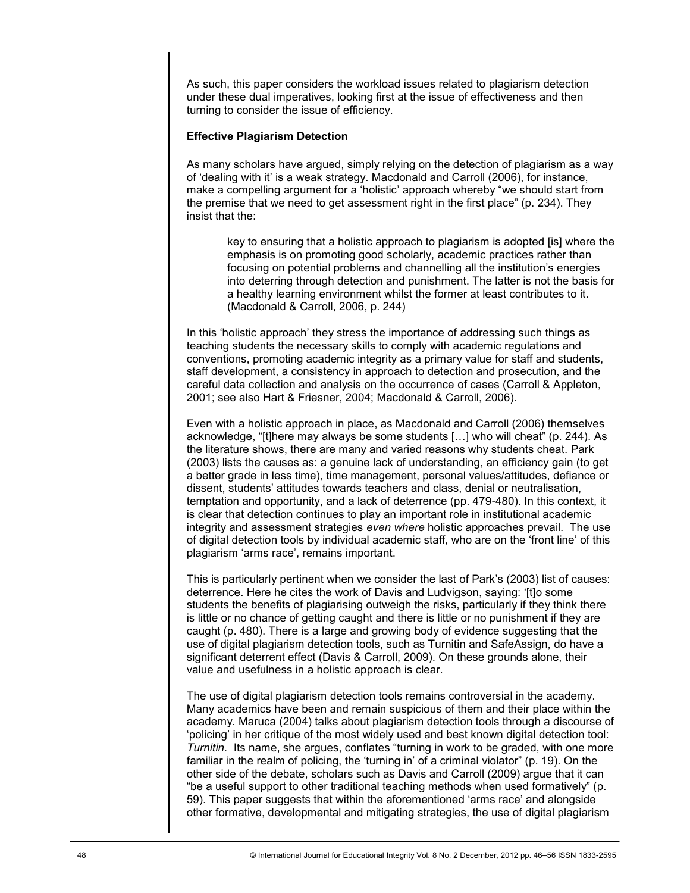As such, this paper considers the workload issues related to plagiarism detection under these dual imperatives, looking first at the issue of effectiveness and then turning to consider the issue of efficiency.

**Effective Plagiarism Detection**

As many scholars have argued, simply relying on the detection of plagiarism as a way of 'dealing with it' is a weak strategy. Macdonald and Carroll (2006), for instance, make a compelling argument for a 'holistic' approach whereby "we should start from the premise that we need to get assessment right in the first place" (p. 234). They insist that the:

> key to ensuring that a holistic approach to plagiarism is adopted [is] where the emphasis is on promoting good scholarly, academic practices rather than focusing on potential problems and channelling all the institution's energies into deterring through detection and punishment. The latter is not the basis for a healthy learning environment whilst the former at least contributes to it. (Macdonald & Carroll, 2006, p. 244)

In this 'holistic approach' they stress the importance of addressing such things as teaching students the necessary skills to comply with academic regulations and conventions, promoting academic integrity as a primary value for staff and students, staff development, a consistency in approach to detection and prosecution, and the careful data collection and analysis on the occurrence of cases (Carroll & Appleton, 2001; see also Hart & Friesner, 2004; Macdonald & Carroll, 2006).

Even with a holistic approach in place, as Macdonald and Carroll (2006) themselves acknowledge, "[t]here may always be some students […] who will cheat" (p. 244). As the literature shows, there are many and varied reasons why students cheat. Park (2003) lists the causes as: a genuine lack of understanding, an efficiency gain (to get a better grade in less time), time management, personal values/attitudes, defiance or dissent, students' attitudes towards teachers and class, denial or neutralisation, temptation and opportunity, and a lack of deterrence (pp. 479-480). In this context, it is clear that detection continues to play an important role in institutional academic integrity and assessment strategies *even where* holistic approaches prevail. The use of digital detection tools by individual academic staff, who are on the 'front line' of this plagiarism 'arms race', remains important.

This is particularly pertinent when we consider the last of Park's (2003) list of causes: deterrence. Here he cites the work of Davis and Ludvigson, saying: '[t]o some students the benefits of plagiarising outweigh the risks, particularly if they think there is little or no chance of getting caught and there is little or no punishment if they are caught (p. 480). There is a large and growing body of evidence suggesting that the use of digital plagiarism detection tools, such as Turnitin and SafeAssign, do have a significant deterrent effect (Davis & Carroll, 2009). On these grounds alone, their value and usefulness in a holistic approach is clear.

The use of digital plagiarism detection tools remains controversial in the academy. Many academics have been and remain suspicious of them and their place within the academy. Maruca (2004) talks about plagiarism detection tools through a discourse of 'policing' in her critique of the most widely used and best known digital detection tool: *Turnitin*. Its name, she argues, conflates "turning in work to be graded, with one more familiar in the realm of policing, the 'turning in' of a criminal violator" (p. 19). On the other side of the debate, scholars such as Davis and Carroll (2009) argue that it can "be a useful support to other traditional teaching methods when used formatively" (p. 59). This paper suggests that within the aforementioned 'arms race' and alongside other formative, developmental and mitigating strategies, the use of digital plagiarism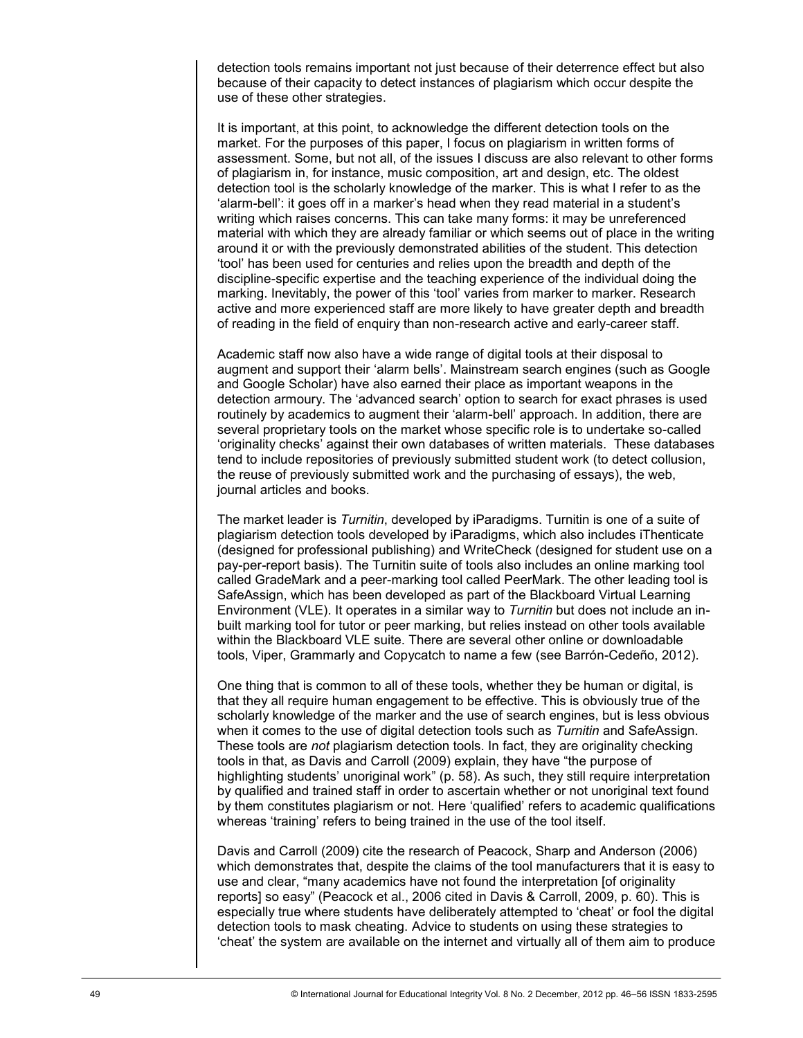detection tools remains important not just because of their deterrence effect but also because of their capacity to detect instances of plagiarism which occur despite the use of these other strategies.

It is important, at this point, to acknowledge the different detection tools on the market. For the purposes of this paper, I focus on plagiarism in written forms of assessment. Some, but not all, of the issues I discuss are also relevant to other forms of plagiarism in, for instance, music composition, art and design, etc. The oldest detection tool is the scholarly knowledge of the marker. This is what I refer to as the 'alarm-bell': it goes off in a marker's head when they read material in a student's writing which raises concerns. This can take many forms: it may be unreferenced material with which they are already familiar or which seems out of place in the writing around it or with the previously demonstrated abilities of the student. This detection 'tool' has been used for centuries and relies upon the breadth and depth of the discipline-specific expertise and the teaching experience of the individual doing the marking. Inevitably, the power of this 'tool' varies from marker to marker. Research active and more experienced staff are more likely to have greater depth and breadth of reading in the field of enquiry than non-research active and early-career staff.

Academic staff now also have a wide range of digital tools at their disposal to augment and support their 'alarm bells'. Mainstream search engines (such as Google and Google Scholar) have also earned their place as important weapons in the detection armoury. The 'advanced search' option to search for exact phrases is used routinely by academics to augment their 'alarm-bell' approach. In addition, there are several proprietary tools on the market whose specific role is to undertake so-called 'originality checks' against their own databases of written materials. These databases tend to include repositories of previously submitted student work (to detect collusion, the reuse of previously submitted work and the purchasing of essays), the web, journal articles and books.

The market leader is *Turnitin*, developed by iParadigms. Turnitin is one of a suite of plagiarism detection tools developed by iParadigms, which also includes iThenticate (designed for professional publishing) and WriteCheck (designed for student use on a pay-per-report basis). The Turnitin suite of tools also includes an online marking tool called GradeMark and a peer-marking tool called PeerMark. The other leading tool is SafeAssign, which has been developed as part of the Blackboard Virtual Learning Environment (VLE). It operates in a similar way to *Turnitin* but does not include an in-built marking tool for tutor or peer marking, but relies instead on other tools available within the Blackboard VLE suite. There are several other online or downloadable tools, Viper, Grammarly and Copycatch to name a few (see Barrón-Cedeño, 2012).

One thing that is common to all of these tools, whether they be human or digital, is that they all require human engagement to be effective. This is obviously true of the scholarly knowledge of the marker and the use of search engines, but is less obvious when it comes to the use of digital detection tools such as *Turnitin* and SafeAssign. These tools are *not* plagiarism detection tools. In fact, they are originality checking tools in that, as Davis and Carroll (2009) explain, they have "the purpose of highlighting students' unoriginal work" (p. 58). As such, they still require interpretation by qualified and trained staff in order to ascertain whether or not unoriginal text found by them constitutes plagiarism or not. Here 'qualified' refers to academic qualifications whereas 'training' refers to being trained in the use of the tool itself.

Davis and Carroll (2009) cite the research of Peacock, Sharp and Anderson (2006) which demonstrates that, despite the claims of the tool manufacturers that it is easy to use and clear, "many academics have not found the interpretation [of originality reports] so easy" (Peacock et al., 2006 cited in Davis & Carroll, 2009, p. 60). This is especially true where students have deliberately attempted to 'cheat' or fool the digital detection tools to mask cheating. Advice to students on using these strategies to 'cheat' the system are available on the internet and virtually all of them aim to produce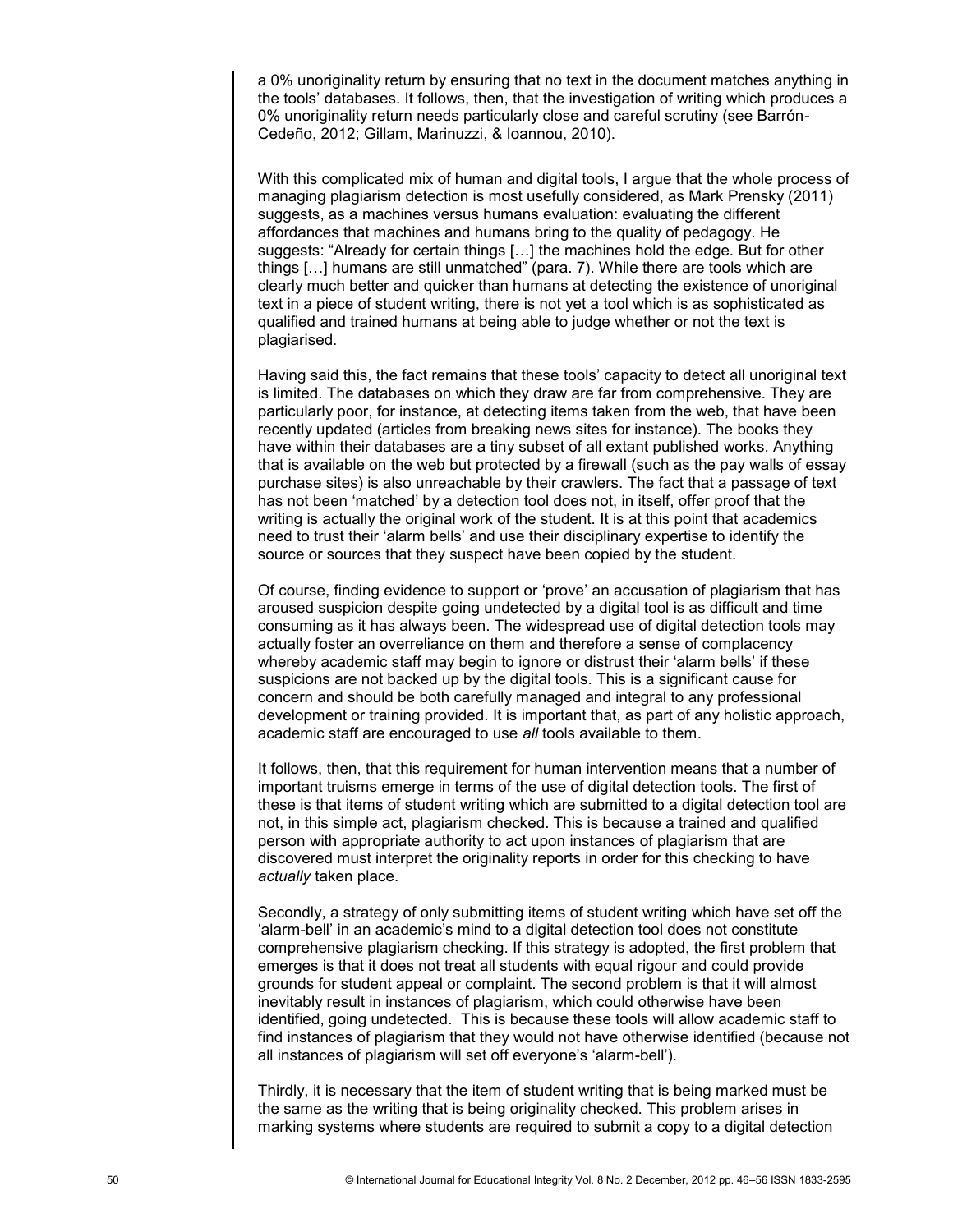a 0% unoriginality return by ensuring that no text in the document matches anything in the tools' databases. It follows, then, that the investigation of writing which produces a 0% unoriginality return needs particularly close and careful scrutiny (see Barrón-Cedeño, 2012; Gillam, Marinuzzi, & Ioannou, 2010).

With this complicated mix of human and digital tools, I argue that the whole process of managing plagiarism detection is most usefully considered, as Mark Prensky (2011) suggests, as a machines versus humans evaluation: evaluating the different affordances that machines and humans bring to the quality of pedagogy. He suggests: "Already for certain things […] the machines hold the edge. But for other things […] humans are still unmatched" (para. 7). While there are tools which are clearly much better and quicker than humans at detecting the existence of unoriginal text in a piece of student writing, there is not yet a tool which is as sophisticated as qualified and trained humans at being able to judge whether or not the text is plagiarised.

Having said this, the fact remains that these tools' capacity to detect all unoriginal text is limited. The databases on which they draw are far from comprehensive. They are particularly poor, for instance, at detecting items taken from the web, that have been recently updated (articles from breaking news sites for instance). The books they have within their databases are a tiny subset of all extant published works. Anything that is available on the web but protected by a firewall (such as the pay walls of essay purchase sites) is also unreachable by their crawlers. The fact that a passage of text has not been 'matched' by a detection tool does not, in itself, offer proof that the writing is actually the original work of the student. It is at this point that academics need to trust their 'alarm bells' and use their disciplinary expertise to identify the source or sources that they suspect have been copied by the student.

Of course, finding evidence to support or 'prove' an accusation of plagiarism that has aroused suspicion despite going undetected by a digital tool is as difficult and time consuming as it has always been. The widespread use of digital detection tools may actually foster an overreliance on them and therefore a sense of complacency whereby academic staff may begin to ignore or distrust their 'alarm bells' if these suspicions are not backed up by the digital tools. This is a significant cause for concern and should be both carefully managed and integral to any professional development or training provided. It is important that, as part of any holistic approach, academic staff are encouraged to use *all* tools available to them.

It follows, then, that this requirement for human intervention means that a number of important truisms emerge in terms of the use of digital detection tools. The first of these is that items of student writing which are submitted to a digital detection tool are not, in this simple act, plagiarism checked. This is because a trained and qualified person with appropriate authority to act upon instances of plagiarism that are discovered must interpret the originality reports in order for this checking to have *actually* taken place.

Secondly, a strategy of only submitting items of student writing which have set off the 'alarm-bell' in an academic's mind to a digital detection tool does not constitute comprehensive plagiarism checking. If this strategy is adopted, the first problem that emerges is that it does not treat all students with equal rigour and could provide grounds for student appeal or complaint. The second problem is that it will almost inevitably result in instances of plagiarism, which could otherwise have been identified, going undetected. This is because these tools will allow academic staff to find instances of plagiarism that they would not have otherwise identified (because not all instances of plagiarism will set off everyone's 'alarm-bell').

Thirdly, it is necessary that the item of student writing that is being marked must be the same as the writing that is being originality checked. This problem arises in marking systems where students are required to submit a copy to a digital detection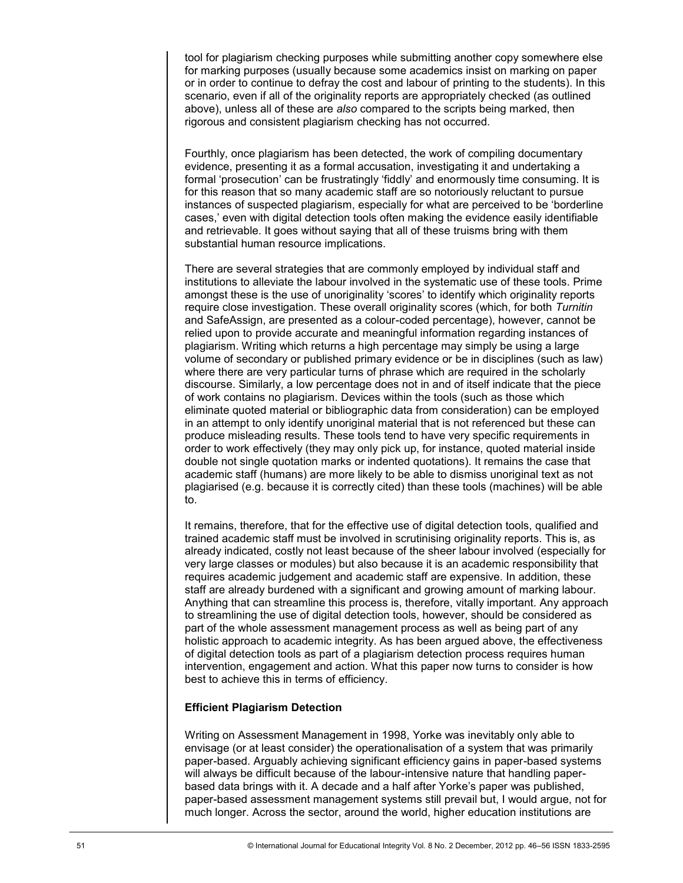tool for plagiarism checking purposes while submitting another copy somewhere else for marking purposes (usually because some academics insist on marking on paper or in order to continue to defray the cost and labour of printing to the students). In this scenario, even if all of the originality reports are appropriately checked (as outlined above), unless all of these are *also* compared to the scripts being marked, then rigorous and consistent plagiarism checking has not occurred.

Fourthly, once plagiarism has been detected, the work of compiling documentary evidence, presenting it as a formal accusation, investigating it and undertaking a formal 'prosecution' can be frustratingly 'fiddly' and enormously time consuming. It is for this reason that so many academic staff are so notoriously reluctant to pursue instances of suspected plagiarism, especially for what are perceived to be 'borderline cases,' even with digital detection tools often making the evidence easily identifiable and retrievable. It goes without saying that all of these truisms bring with them substantial human resource implications.

There are several strategies that are commonly employed by individual staff and institutions to alleviate the labour involved in the systematic use of these tools. Prime amongst these is the use of unoriginality 'scores' to identify which originality reports require close investigation. These overall originality scores (which, for both *Turnitin* and SafeAssign, are presented as a colour-coded percentage), however, cannot be relied upon to provide accurate and meaningful information regarding instances of plagiarism. Writing which returns a high percentage may simply be using a large volume of secondary or published primary evidence or be in disciplines (such as law) where there are very particular turns of phrase which are required in the scholarly discourse. Similarly, a low percentage does not in and of itself indicate that the piece of work contains no plagiarism. Devices within the tools (such as those which eliminate quoted material or bibliographic data from consideration) can be employed in an attempt to only identify unoriginal material that is not referenced but these can produce misleading results. These tools tend to have very specific requirements in order to work effectively (they may only pick up, for instance, quoted material inside double not single quotation marks or indented quotations). It remains the case that academic staff (humans) are more likely to be able to dismiss unoriginal text as not plagiarised (e.g. because it is correctly cited) than these tools (machines) will be able to.

It remains, therefore, that for the effective use of digital detection tools, qualified and trained academic staff must be involved in scrutinising originality reports. This is, as already indicated, costly not least because of the sheer labour involved (especially for very large classes or modules) but also because it is an academic responsibility that requires academic judgement and academic staff are expensive. In addition, these staff are already burdened with a significant and growing amount of marking labour. Anything that can streamline this process is, therefore, vitally important. Any approach to streamlining the use of digital detection tools, however, should be considered as part of the whole assessment management process as well as being part of any holistic approach to academic integrity. As has been argued above, the effectiveness of digital detection tools as part of a plagiarism detection process requires human intervention, engagement and action. What this paper now turns to consider is how best to achieve this in terms of efficiency.

**Efficient Plagiarism Detection**

Writing on Assessment Management in 1998, Yorke was inevitably only able to envisage (or at least consider) the operationalisation of a system that was primarily paper-based. Arguably achieving significant efficiency gains in paper-based systems will always be difficult because of the labour-intensive nature that handling paper-based data brings with it. A decade and a half after Yorke's paper was published, paper-based assessment management systems still prevail but, I would argue, not for much longer. Across the sector, around the world, higher education institutions are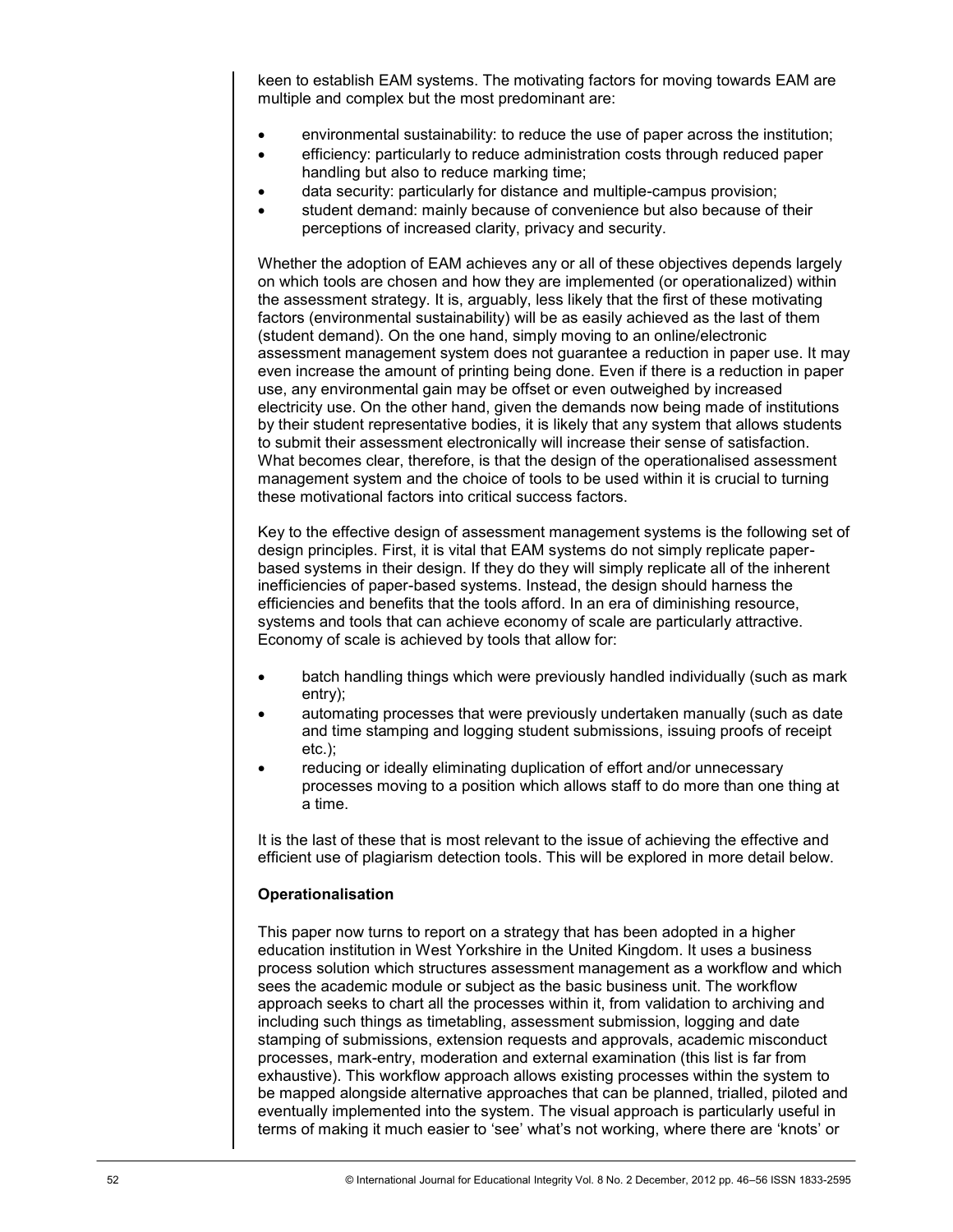keen to establish EAM systems. The motivating factors for moving towards EAM are multiple and complex but the most predominant are:

- environmental sustainability: to reduce the use of paper across the institution;
- efficiency: particularly to reduce administration costs through reduced paper handling but also to reduce marking time;
- data security: particularly for distance and multiple-campus provision;
- student demand: mainly because of convenience but also because of their perceptions of increased clarity, privacy and security.

Whether the adoption of EAM achieves any or all of these objectives depends largely on which tools are chosen and how they are implemented (or operationalized) within the assessment strategy. It is, arguably, less likely that the first of these motivating factors (environmental sustainability) will be as easily achieved as the last of them (student demand). On the one hand, simply moving to an online/electronic assessment management system does not guarantee a reduction in paper use. It may even increase the amount of printing being done. Even if there is a reduction in paper use, any environmental gain may be offset or even outweighed by increased electricity use. On the other hand, given the demands now being made of institutions by their student representative bodies, it is likely that any system that allows students to submit their assessment electronically will increase their sense of satisfaction. What becomes clear, therefore, is that the design of the operationalised assessment management system and the choice of tools to be used within it is crucial to turning these motivational factors into critical success factors.

Key to the effective design of assessment management systems is the following set of design principles. First, it is vital that EAM systems do not simply replicate paper-based systems in their design. If they do they will simply replicate all of the inherent inefficiencies of paper-based systems. Instead, the design should harness the efficiencies and benefits that the tools afford. In an era of diminishing resource, systems and tools that can achieve economy of scale are particularly attractive. Economy of scale is achieved by tools that allow for:

- batch handling things which were previously handled individually (such as mark entry);
- automating processes that were previously undertaken manually (such as date and time stamping and logging student submissions, issuing proofs of receipt etc.);
- reducing or ideally eliminating duplication of effort and/or unnecessary processes moving to a position which allows staff to do more than one thing at a time.

It is the last of these that is most relevant to the issue of achieving the effective and efficient use of plagiarism detection tools. This will be explored in more detail below.

**Operationalisation**

This paper now turns to report on a strategy that has been adopted in a higher education institution in West Yorkshire in the United Kingdom. It uses a business process solution which structures assessment management as a workflow and which sees the academic module or subject as the basic business unit. The workflow approach seeks to chart all the processes within it, from validation to archiving and including such things as timetabling, assessment submission, logging and date stamping of submissions, extension requests and approvals, academic misconduct processes, mark-entry, moderation and external examination (this list is far from exhaustive). This workflow approach allows existing processes within the system to be mapped alongside alternative approaches that can be planned, trialled, piloted and eventually implemented into the system. The visual approach is particularly useful in terms of making it much easier to 'see' what's not working, where there are 'knots' or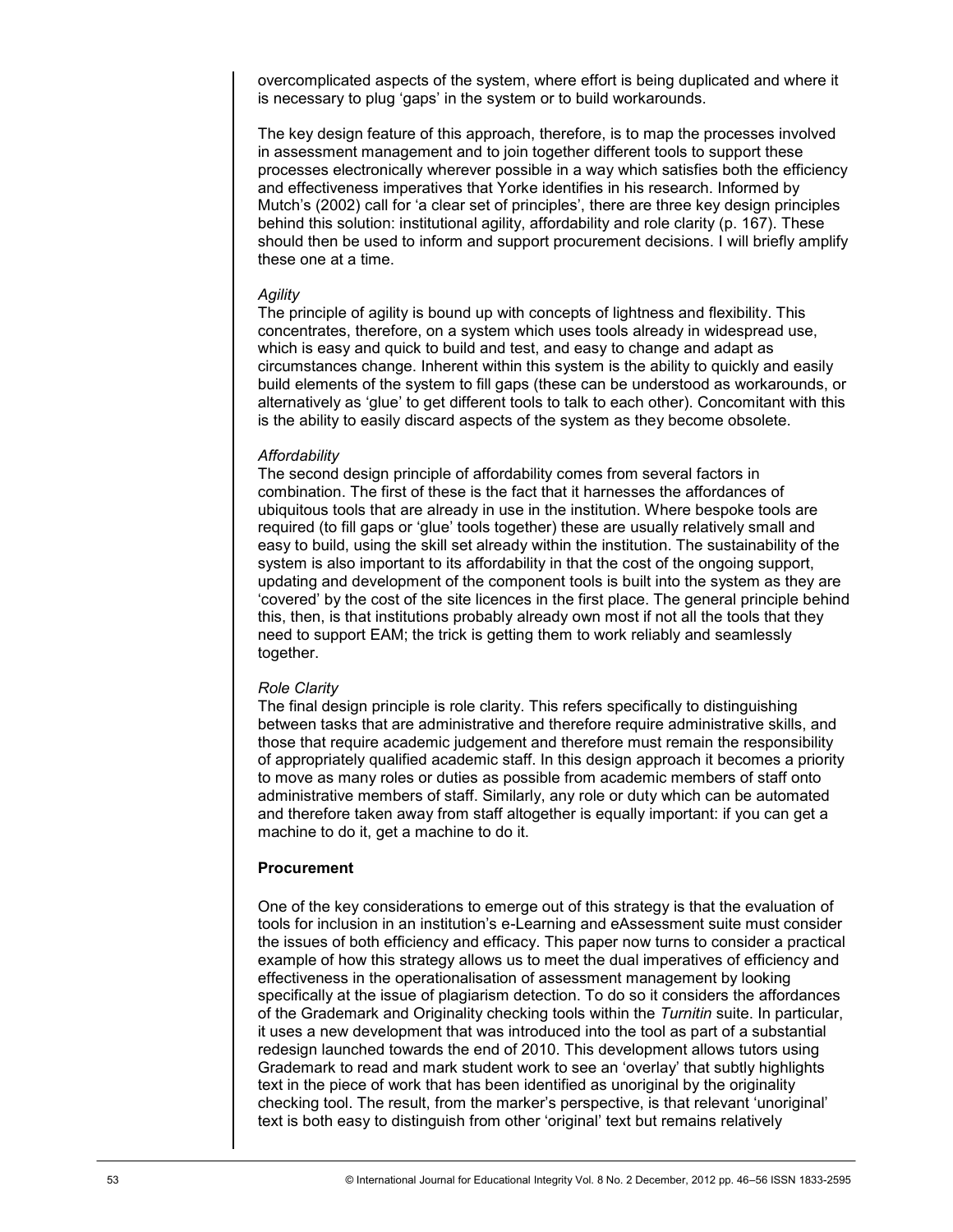overcomplicated aspects of the system, where effort is being duplicated and where it is necessary to plug 'gaps' in the system or to build workarounds.

The key design feature of this approach, therefore, is to map the processes involved in assessment management and to join together different tools to support these processes electronically wherever possible in a way which satisfies both the efficiency and effectiveness imperatives that Yorke identifies in his research. Informed by Mutch's (2002) call for 'a clear set of principles', there are three key design principles behind this solution: institutional agility, affordability and role clarity (p. 167). These should then be used to inform and support procurement decisions. I will briefly amplify these one at a time.

*Agility*
The principle of agility is bound up with concepts of lightness and flexibility. This concentrates, therefore, on a system which uses tools already in widespread use, which is easy and quick to build and test, and easy to change and adapt as circumstances change. Inherent within this system is the ability to quickly and easily build elements of the system to fill gaps (these can be understood as workarounds, or alternatively as 'glue' to get different tools to talk to each other). Concomitant with this is the ability to easily discard aspects of the system as they become obsolete.

*Affordability*
The second design principle of affordability comes from several factors in combination. The first of these is the fact that it harnesses the affordances of ubiquitous tools that are already in use in the institution. Where bespoke tools are required (to fill gaps or 'glue' tools together) these are usually relatively small and easy to build, using the skill set already within the institution. The sustainability of the system is also important to its affordability in that the cost of the ongoing support, updating and development of the component tools is built into the system as they are 'covered' by the cost of the site licences in the first place. The general principle behind this, then, is that institutions probably already own most if not all the tools that they need to support EAM; the trick is getting them to work reliably and seamlessly together.

*Role Clarity*
The final design principle is role clarity. This refers specifically to distinguishing between tasks that are administrative and therefore require administrative skills, and those that require academic judgement and therefore must remain the responsibility of appropriately qualified academic staff. In this design approach it becomes a priority to move as many roles or duties as possible from academic members of staff onto administrative members of staff. Similarly, any role or duty which can be automated and therefore taken away from staff altogether is equally important: if you can get a machine to do it, get a machine to do it.

**Procurement**

One of the key considerations to emerge out of this strategy is that the evaluation of tools for inclusion in an institution's e-Learning and eAssessment suite must consider the issues of both efficiency and efficacy. This paper now turns to consider a practical example of how this strategy allows us to meet the dual imperatives of efficiency and effectiveness in the operationalisation of assessment management by looking specifically at the issue of plagiarism detection. To do so it considers the affordances of the Grademark and Originality checking tools within the *Turnitin* suite. In particular, it uses a new development that was introduced into the tool as part of a substantial redesign launched towards the end of 2010. This development allows tutors using Grademark to read and mark student work to see an 'overlay' that subtly highlights text in the piece of work that has been identified as unoriginal by the originality checking tool. The result, from the marker's perspective, is that relevant 'unoriginal' text is both easy to distinguish from other 'original' text but remains relatively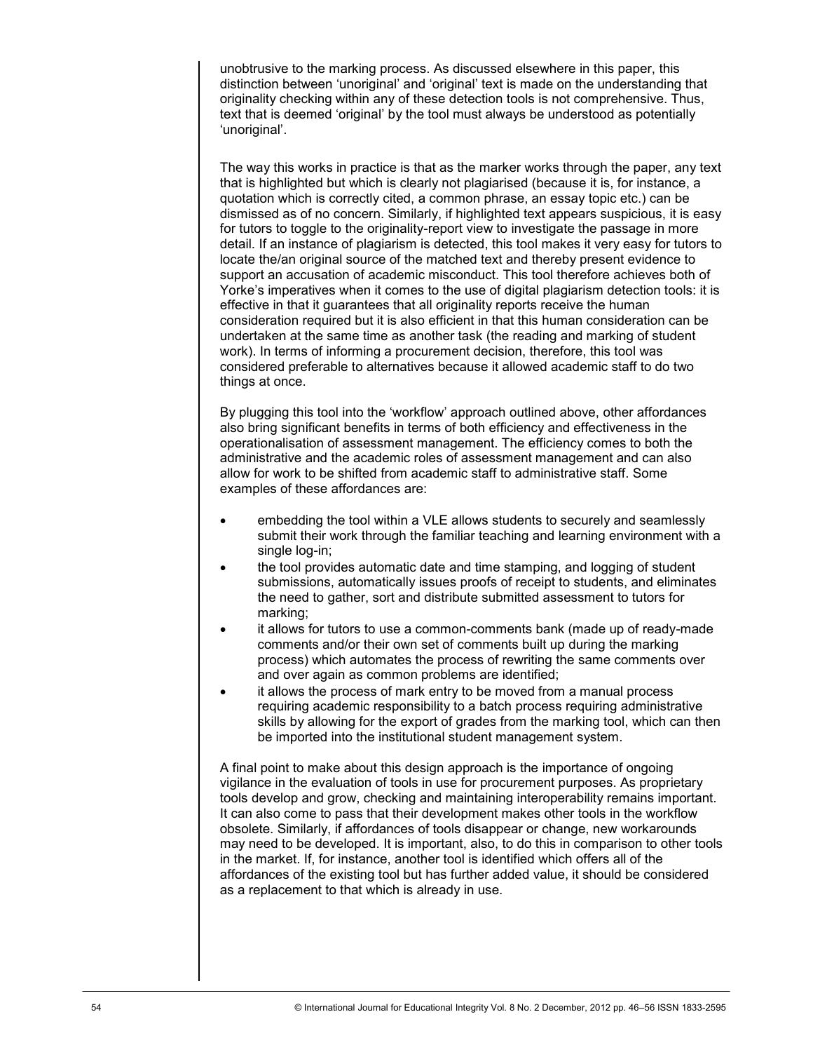unobtrusive to the marking process. As discussed elsewhere in this paper, this distinction between 'unoriginal' and 'original' text is made on the understanding that originality checking within any of these detection tools is not comprehensive. Thus, text that is deemed 'original' by the tool must always be understood as potentially 'unoriginal'.

The way this works in practice is that as the marker works through the paper, any text that is highlighted but which is clearly not plagiarised (because it is, for instance, a quotation which is correctly cited, a common phrase, an essay topic etc.) can be dismissed as of no concern. Similarly, if highlighted text appears suspicious, it is easy for tutors to toggle to the originality-report view to investigate the passage in more detail. If an instance of plagiarism is detected, this tool makes it very easy for tutors to locate the/an original source of the matched text and thereby present evidence to support an accusation of academic misconduct. This tool therefore achieves both of Yorke's imperatives when it comes to the use of digital plagiarism detection tools: it is effective in that it guarantees that all originality reports receive the human consideration required but it is also efficient in that this human consideration can be undertaken at the same time as another task (the reading and marking of student work). In terms of informing a procurement decision, therefore, this tool was considered preferable to alternatives because it allowed academic staff to do two things at once.

By plugging this tool into the 'workflow' approach outlined above, other affordances also bring significant benefits in terms of both efficiency and effectiveness in the operationalisation of assessment management. The efficiency comes to both the administrative and the academic roles of assessment management and can also allow for work to be shifted from academic staff to administrative staff. Some examples of these affordances are:

- embedding the tool within a VLE allows students to securely and seamlessly submit their work through the familiar teaching and learning environment with a single log-in;
- the tool provides automatic date and time stamping, and logging of student submissions, automatically issues proofs of receipt to students, and eliminates the need to gather, sort and distribute submitted assessment to tutors for marking;
- it allows for tutors to use a common-comments bank (made up of ready-made comments and/or their own set of comments built up during the marking process) which automates the process of rewriting the same comments over and over again as common problems are identified;
- it allows the process of mark entry to be moved from a manual process requiring academic responsibility to a batch process requiring administrative skills by allowing for the export of grades from the marking tool, which can then be imported into the institutional student management system.

A final point to make about this design approach is the importance of ongoing vigilance in the evaluation of tools in use for procurement purposes. As proprietary tools develop and grow, checking and maintaining interoperability remains important. It can also come to pass that their development makes other tools in the workflow obsolete. Similarly, if affordances of tools disappear or change, new workarounds may need to be developed. It is important, also, to do this in comparison to other tools in the market. If, for instance, another tool is identified which offers all of the affordances of the existing tool but has further added value, it should be considered as a replacement to that which is already in use.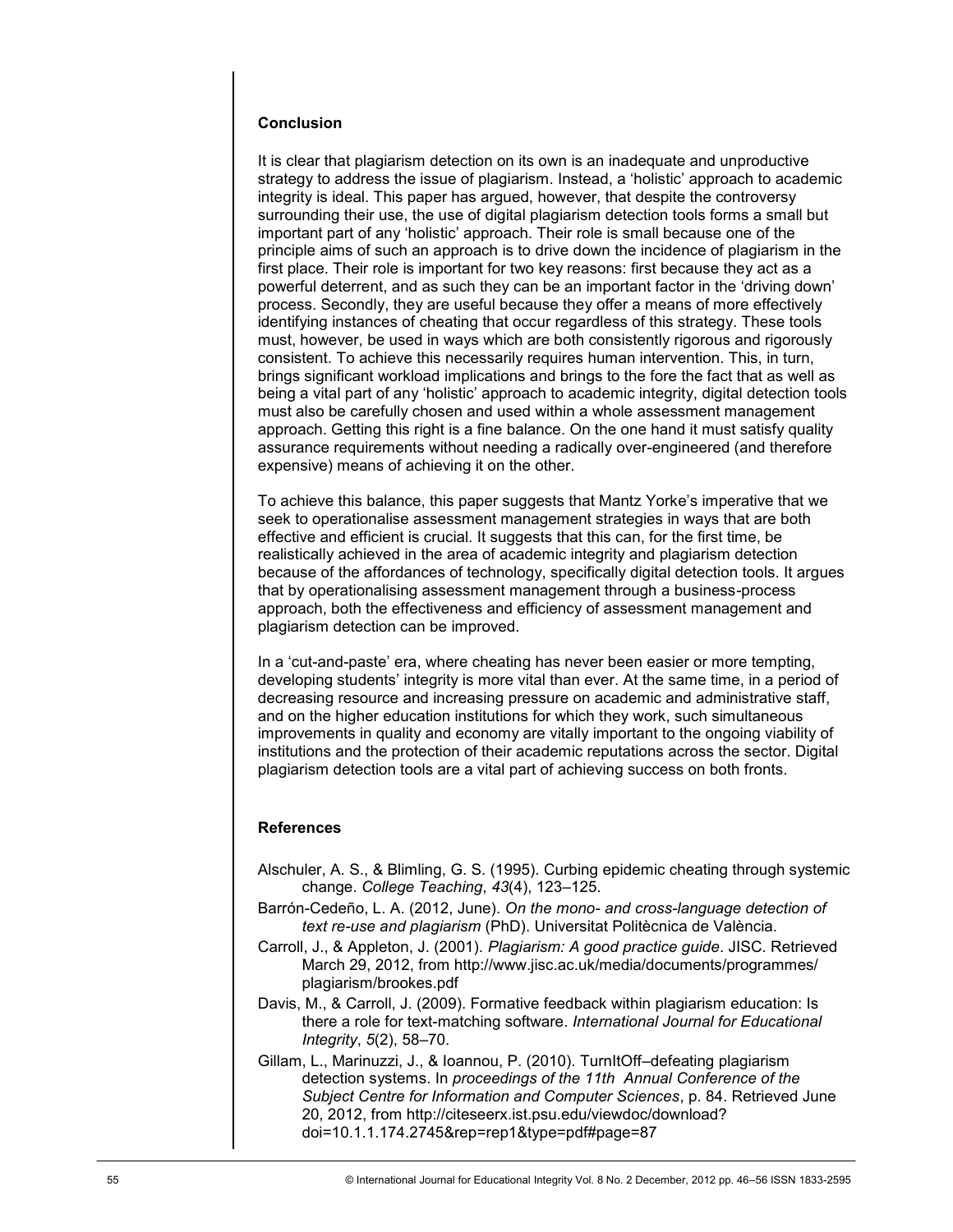## Conclusion

It is clear that plagiarism detection on its own is an inadequate and unproductive strategy to address the issue of plagiarism. Instead, a 'holistic' approach to academic integrity is ideal. This paper has argued, however, that despite the controversy surrounding their use, the use of digital plagiarism detection tools forms a small but important part of any 'holistic' approach. Their role is small because one of the principle aims of such an approach is to drive down the incidence of plagiarism in the first place. Their role is important for two key reasons: first because they act as a powerful deterrent, and as such they can be an important factor in the 'driving down' process. Secondly, they are useful because they offer a means of more effectively identifying instances of cheating that occur regardless of this strategy. These tools must, however, be used in ways which are both consistently rigorous and rigorously consistent. To achieve this necessarily requires human intervention. This, in turn, brings significant workload implications and brings to the fore the fact that as well as being a vital part of any 'holistic' approach to academic integrity, digital detection tools must also be carefully chosen and used within a whole assessment management approach. Getting this right is a fine balance. On the one hand it must satisfy quality assurance requirements without needing a radically over-engineered (and therefore expensive) means of achieving it on the other.

To achieve this balance, this paper suggests that Mantz Yorke's imperative that we seek to operationalise assessment management strategies in ways that are both effective and efficient is crucial. It suggests that this can, for the first time, be realistically achieved in the area of academic integrity and plagiarism detection because of the affordances of technology, specifically digital detection tools. It argues that by operationalising assessment management through a business-process approach, both the effectiveness and efficiency of assessment management and plagiarism detection can be improved.

In a 'cut-and-paste' era, where cheating has never been easier or more tempting, developing students' integrity is more vital than ever. At the same time, in a period of decreasing resource and increasing pressure on academic and administrative staff, and on the higher education institutions for which they work, such simultaneous improvements in quality and economy are vitally important to the ongoing viability of institutions and the protection of their academic reputations across the sector. Digital plagiarism detection tools are a vital part of achieving success on both fronts.

## References

Alschuler, A. S., & Blimling, G. S. (1995). Curbing epidemic cheating through systemic change. *College Teaching*, *43*(4), 123–125.

Barrón-Cedeño, L. A. (2012, June). *On the mono- and cross-language detection of text re-use and plagiarism* (PhD). Universitat Politècnica de València.

Carroll, J., & Appleton, J. (2001). *Plagiarism: A good practice guide*. JISC. Retrieved March 29, 2012, from http://www.jisc.ac.uk/media/documents/programmes/plagiarism/brookes.pdf

Davis, M., & Carroll, J. (2009). Formative feedback within plagiarism education: Is there a role for text-matching software. *International Journal for Educational Integrity*, *5*(2), 58–70.

Gillam, L., Marinuzzi, J., & Ioannou, P. (2010). TurnItOff–defeating plagiarism detection systems. In *proceedings of the 11th Annual Conference of the Subject Centre for Information and Computer Sciences*, p. 84. Retrieved June 20, 2012, from http://citeseerx.ist.psu.edu/viewdoc/download?doi=10.1.1.174.2745&rep=rep1&type=pdf#page=87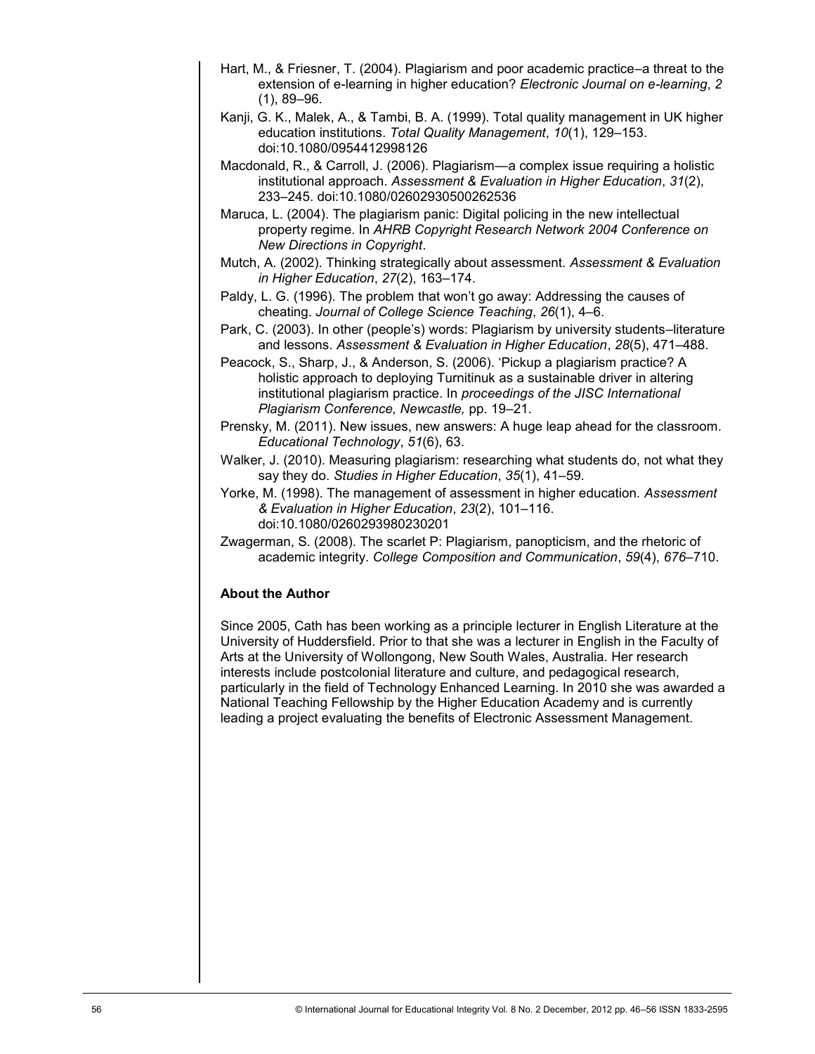Hart, M., & Friesner, T. (2004). Plagiarism and poor academic practice–a threat to the extension of e-learning in higher education? *Electronic Journal on e-learning*, *2* (1), 89–96.

Kanji, G. K., Malek, A., & Tambi, B. A. (1999). Total quality management in UK higher education institutions. *Total Quality Management*, *10*(1), 129–153. doi:10.1080/0954412998126

Macdonald, R., & Carroll, J. (2006). Plagiarism—a complex issue requiring a holistic institutional approach. *Assessment & Evaluation in Higher Education*, *31*(2), 233–245. doi:10.1080/02602930500262536

Maruca, L. (2004). The plagiarism panic: Digital policing in the new intellectual property regime. In *AHRB Copyright Research Network 2004 Conference on New Directions in Copyright*.

Mutch, A. (2002). Thinking strategically about assessment. *Assessment & Evaluation in Higher Education*, *27*(2), 163–174.

Paldy, L. G. (1996). The problem that won't go away: Addressing the causes of cheating. *Journal of College Science Teaching*, *26*(1), 4–6.

Park, C. (2003). In other (people's) words: Plagiarism by university students–literature and lessons. *Assessment & Evaluation in Higher Education*, *28*(5), 471–488.

Peacock, S., Sharp, J., & Anderson, S. (2006). 'Pickup a plagiarism practice? A holistic approach to deploying Turnitinuk as a sustainable driver in altering institutional plagiarism practice. In *proceedings of the JISC International Plagiarism Conference, Newcastle,* pp. 19–21.

Prensky, M. (2011). New issues, new answers: A huge leap ahead for the classroom. *Educational Technology*, *51*(6), 63.

Walker, J. (2010). Measuring plagiarism: researching what students do, not what they say they do. *Studies in Higher Education*, *35*(1), 41–59.

Yorke, M. (1998). The management of assessment in higher education. *Assessment & Evaluation in Higher Education*, *23*(2), 101–116. doi:10.1080/0260293980230201

Zwagerman, S. (2008). The scarlet P: Plagiarism, panopticism, and the rhetoric of academic integrity. *College Composition and Communication*, *59*(4), *676*–710.

**About the Author**

Since 2005, Cath has been working as a principle lecturer in English Literature at the University of Huddersfield. Prior to that she was a lecturer in English in the Faculty of Arts at the University of Wollongong, New South Wales, Australia. Her research interests include postcolonial literature and culture, and pedagogical research, particularly in the field of Technology Enhanced Learning. In 2010 she was awarded a National Teaching Fellowship by the Higher Education Academy and is currently leading a project evaluating the benefits of Electronic Assessment Management.